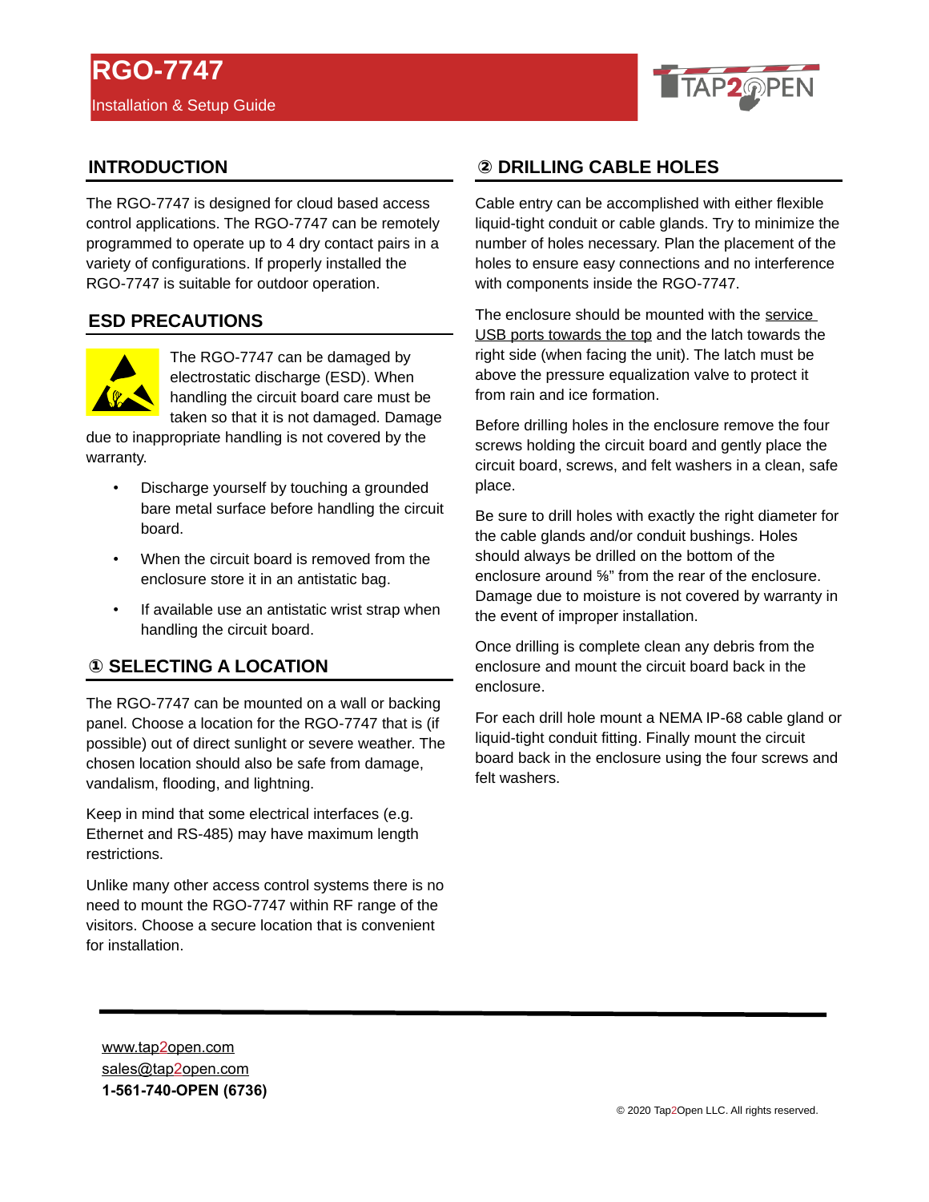# RGO-7747

Installation & Setup Guide

## INTRODUCTION

The RGO-7747 is designed for cloud based access control applications. The RGO-7747 can be remotely programmed to operate up to 4 dry contact pairs in a variety of configurations. If properly installed the RGO-7747 is suitable for outdoor operation.

## ESD PRECAUTIONS

The RGO-7747 can be damaged by electrostatic discharge (ESD). When handling the circuit board care must be taken so that it is not damaged. Damage due to inappropriate handling is not covered by the warranty.

- Discharge yourself by touching a grounded bare metal surface before handling the circuit board.
- When the circuit board is removed from the enclosure store it in an antistatic bag.
- If available use an antistatic wrist strap when handling the circuit board.

## ① SELECTING A LOCATION

The RGO-7747 can be mounted on a wall or backing panel. Choose a location for the RGO-7747 that is (if possible) out of direct sunlight or severe weather. The chosen location should also be safe from damage, vandalism, flooding, and lightning.

Keep in mind that some electrical interfaces (e.g. Ethernet and RS-485) may have maximum length restrictions.

Unlike many other access control systems there is no need to mount the RGO-7747 within RF range of the visitors. Choose a secure location that is convenient for installation.

## ② DRILLING CABLE HOLES

Cable entry can be accomplished with either flexible liquid-tight conduit or cable glands. Try to minimize the number of holes necessary. Plan the placement of the holes to ensure easy connections and no interference with components inside the RGO-7747.

The enclosure should be mounted with the service USB ports towards the top and the latch towards the right side (when facing the unit). The latch must be above the pressure equalization valve to protect it from rain and ice formation.

Before drilling holes in the enclosure remove the four screws holding the circuit board and gently place the circuit board, screws, and felt washers in a clean, safe place.

Be sure to drill holes with exactly the right diameter for the cable glands and/or conduit bushings. Holes should always be drilled on the bottom of the enclosure around ⅝" from the rear of the enclosure. Damage due to moisture is not covered by warranty in the event of improper installation.

Once drilling is complete clean any debris from the enclosure and mount the circuit board back in the enclosure.

For each drill hole mount a NEMA IP-68 cable gland or liquid-tight conduit fitting. Finally mount the circuit board back in the enclosure using the four screws and felt washers.

www.tap2open.com
sales@tap2open.com
**1-561-740-OPEN (6736)**

© 2020 Tap2Open LLC. All rights reserved.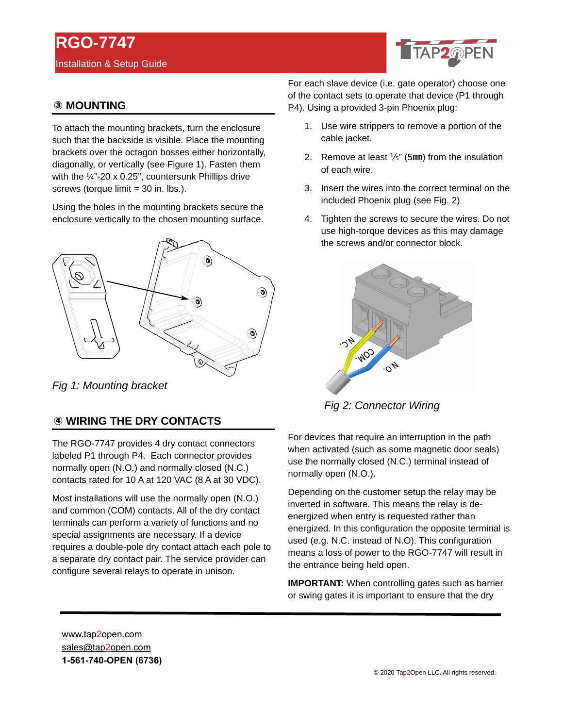## ③ MOUNTING

To attach the mounting brackets, turn the enclosure such that the backside is visible. Place the mounting brackets over the octagon bosses either horizontally, diagonally, or vertically (see Figure 1). Fasten them with the ¼"-20 x 0.25", countersunk Phillips drive screws (torque limit = 30 in. lbs.).

Using the holes in the mounting brackets secure the enclosure vertically to the chosen mounting surface.

*Fig 1: Mounting bracket*

## ④ WIRING THE DRY CONTACTS

The RGO-7747 provides 4 dry contact connectors labeled P1 through P4. Each connector provides normally open (N.O.) and normally closed (N.C.) contacts rated for 10 A at 120 VAC (8 A at 30 VDC).

Most installations will use the normally open (N.O.) and common (COM) contacts. All of the dry contact terminals can perform a variety of functions and no special assignments are necessary. If a device requires a double-pole dry contact attach each pole to a separate dry contact pair. The service provider can configure several relays to operate in unison.

For each slave device (i.e. gate operator) choose one of the contact sets to operate that device (P1 through P4). Using a provided 3-pin Phoenix plug:

1. Use wire strippers to remove a portion of the cable jacket.
2. Remove at least ⅕" (5mm) from the insulation of each wire.
3. Insert the wires into the correct terminal on the included Phoenix plug (see Fig. 2)
4. Tighten the screws to secure the wires. Do not use high-torque devices as this may damage the screws and/or connector block.

*Fig 2: Connector Wiring*

For devices that require an interruption in the path when activated (such as some magnetic door seals) use the normally closed (N.C.) terminal instead of normally open (N.O.).

Depending on the customer setup the relay may be inverted in software. This means the relay is de-energized when entry is requested rather than energized. In this configuration the opposite terminal is used (e.g. N.C. instead of N.O). This configuration means a loss of power to the RGO-7747 will result in the entrance being held open.

**IMPORTANT:** When controlling gates such as barrier or swing gates it is important to ensure that the dry

www.tap2open.com
sales@tap2open.com
**1-561-740-OPEN (6736)**

© 2020 Tap2Open LLC. All rights reserved.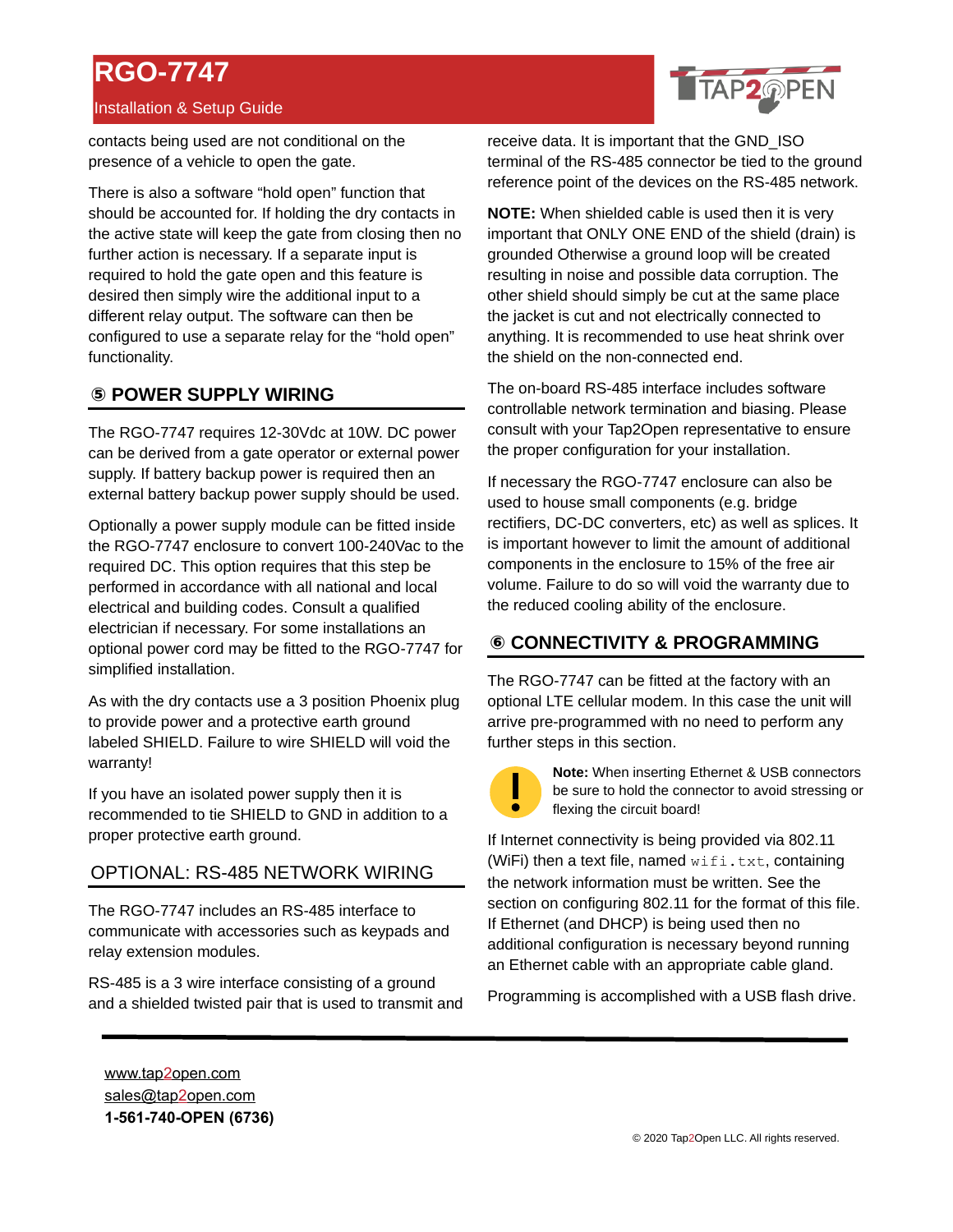contacts being used are not conditional on the presence of a vehicle to open the gate.

There is also a software "hold open" function that should be accounted for. If holding the dry contacts in the active state will keep the gate from closing then no further action is necessary. If a separate input is required to hold the gate open and this feature is desired then simply wire the additional input to a different relay output. The software can then be configured to use a separate relay for the "hold open" functionality.

## ⑤ POWER SUPPLY WIRING

The RGO-7747 requires 12-30Vdc at 10W. DC power can be derived from a gate operator or external power supply. If battery backup power is required then an external battery backup power supply should be used.

Optionally a power supply module can be fitted inside the RGO-7747 enclosure to convert 100-240Vac to the required DC. This option requires that this step be performed in accordance with all national and local electrical and building codes. Consult a qualified electrician if necessary. For some installations an optional power cord may be fitted to the RGO-7747 for simplified installation.

As with the dry contacts use a 3 position Phoenix plug to provide power and a protective earth ground labeled SHIELD. Failure to wire SHIELD will void the warranty!

If you have an isolated power supply then it is recommended to tie SHIELD to GND in addition to a proper protective earth ground.

## OPTIONAL: RS-485 NETWORK WIRING

The RGO-7747 includes an RS-485 interface to communicate with accessories such as keypads and relay extension modules.

RS-485 is a 3 wire interface consisting of a ground and a shielded twisted pair that is used to transmit and receive data. It is important that the GND_ISO terminal of the RS-485 connector be tied to the ground reference point of the devices on the RS-485 network.

**NOTE:** When shielded cable is used then it is very important that ONLY ONE END of the shield (drain) is grounded Otherwise a ground loop will be created resulting in noise and possible data corruption. The other shield should simply be cut at the same place the jacket is cut and not electrically connected to anything. It is recommended to use heat shrink over the shield on the non-connected end.

The on-board RS-485 interface includes software controllable network termination and biasing. Please consult with your Tap2Open representative to ensure the proper configuration for your installation.

If necessary the RGO-7747 enclosure can also be used to house small components (e.g. bridge rectifiers, DC-DC converters, etc) as well as splices. It is important however to limit the amount of additional components in the enclosure to 15% of the free air volume. Failure to do so will void the warranty due to the reduced cooling ability of the enclosure.

## ⑥ CONNECTIVITY & PROGRAMMING

The RGO-7747 can be fitted at the factory with an optional LTE cellular modem. In this case the unit will arrive pre-programmed with no need to perform any further steps in this section.

**Note:** When inserting Ethernet & USB connectors be sure to hold the connector to avoid stressing or flexing the circuit board!

If Internet connectivity is being provided via 802.11 (WiFi) then a text file, named `wifi.txt`, containing the network information must be written. See the section on configuring 802.11 for the format of this file. If Ethernet (and DHCP) is being used then no additional configuration is necessary beyond running an Ethernet cable with an appropriate cable gland.

Programming is accomplished with a USB flash drive.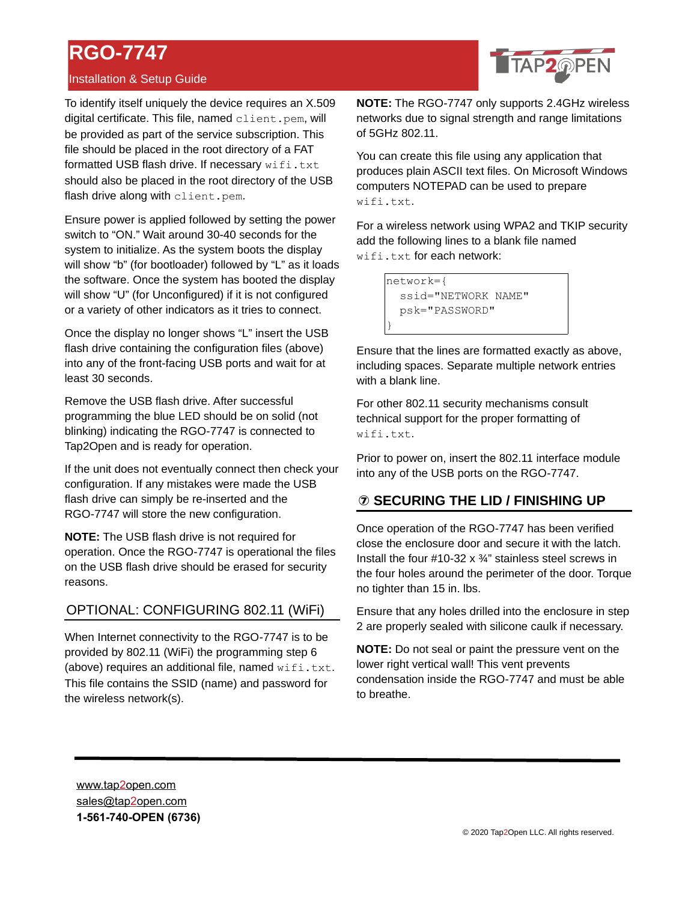To identify itself uniquely the device requires an X.509 digital certificate. This file, named `client.pem`, will be provided as part of the service subscription. This file should be placed in the root directory of a FAT formatted USB flash drive. If necessary `wifi.txt` should also be placed in the root directory of the USB flash drive along with `client.pem`.

Ensure power is applied followed by setting the power switch to "ON." Wait around 30-40 seconds for the system to initialize. As the system boots the display will show "b" (for bootloader) followed by "L" as it loads the software. Once the system has booted the display will show "U" (for Unconfigured) if it is not configured or a variety of other indicators as it tries to connect.

Once the display no longer shows "L" insert the USB flash drive containing the configuration files (above) into any of the front-facing USB ports and wait for at least 30 seconds.

Remove the USB flash drive. After successful programming the blue LED should be on solid (not blinking) indicating the RGO-7747 is connected to Tap2Open and is ready for operation.

If the unit does not eventually connect then check your configuration. If any mistakes were made the USB flash drive can simply be re-inserted and the RGO-7747 will store the new configuration.

**NOTE:** The USB flash drive is not required for operation. Once the RGO-7747 is operational the files on the USB flash drive should be erased for security reasons.

## OPTIONAL: CONFIGURING 802.11 (WiFi)

When Internet connectivity to the RGO-7747 is to be provided by 802.11 (WiFi) the programming step 6 (above) requires an additional file, named `wifi.txt`. This file contains the SSID (name) and password for the wireless network(s).

**NOTE:** The RGO-7747 only supports 2.4GHz wireless networks due to signal strength and range limitations of 5GHz 802.11.

You can create this file using any application that produces plain ASCII text files. On Microsoft Windows computers NOTEPAD can be used to prepare `wifi.txt`.

For a wireless network using WPA2 and TKIP security add the following lines to a blank file named `wifi.txt` for each network:

```
network={
  ssid="NETWORK NAME"
  psk="PASSWORD"
}
```

Ensure that the lines are formatted exactly as above, including spaces. Separate multiple network entries with a blank line.

For other 802.11 security mechanisms consult technical support for the proper formatting of `wifi.txt`.

Prior to power on, insert the 802.11 interface module into any of the USB ports on the RGO-7747.

## ⑦ SECURING THE LID / FINISHING UP

Once operation of the RGO-7747 has been verified close the enclosure door and secure it with the latch. Install the four #10-32 x ¾" stainless steel screws in the four holes around the perimeter of the door. Torque no tighter than 15 in. lbs.

Ensure that any holes drilled into the enclosure in step 2 are properly sealed with silicone caulk if necessary.

**NOTE:** Do not seal or paint the pressure vent on the lower right vertical wall! This vent prevents condensation inside the RGO-7747 and must be able to breathe.

www.tap2open.com
sales@tap2open.com
**1-561-740-OPEN (6736)**

© 2020 Tap2Open LLC. All rights reserved.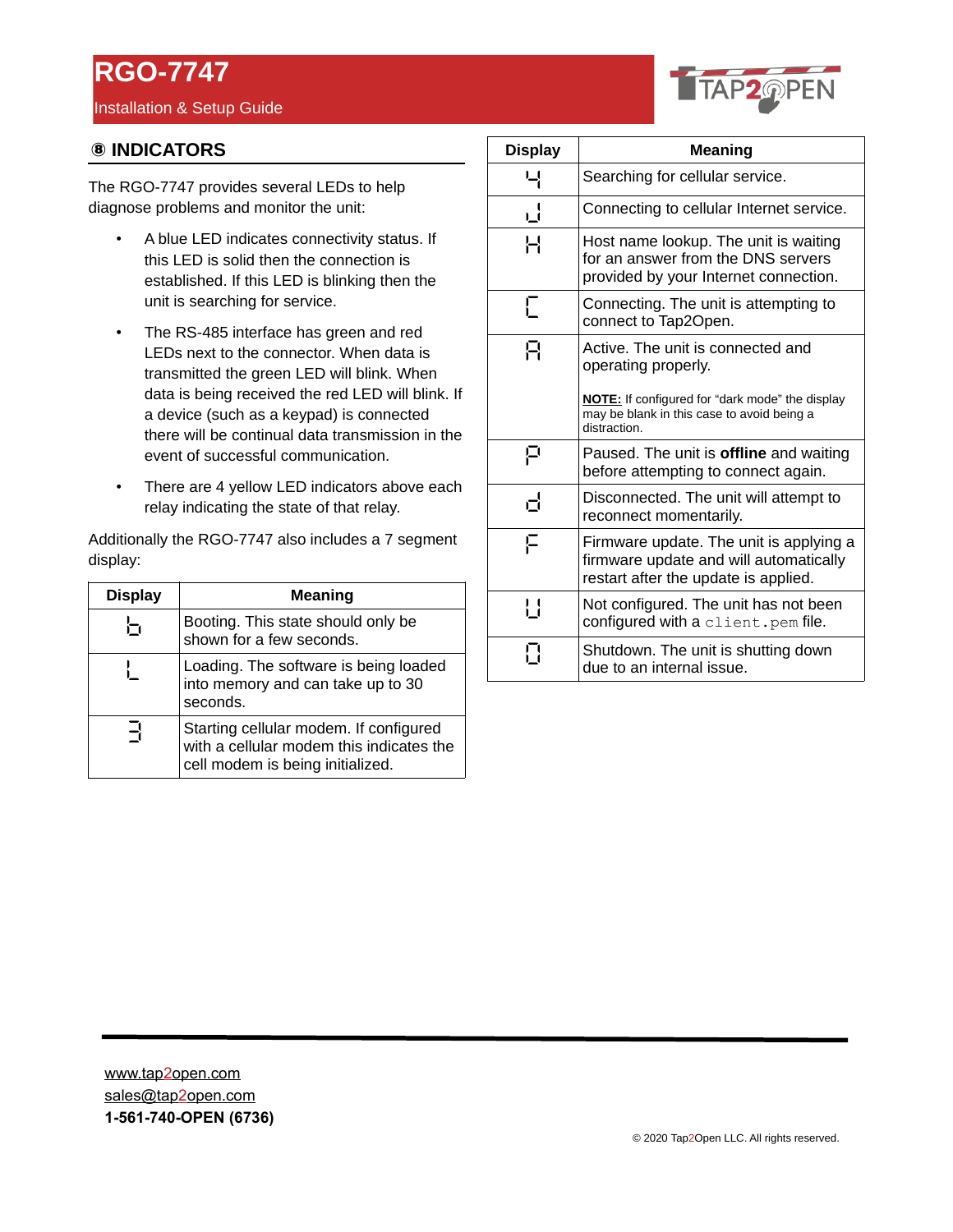## ⑧ INDICATORS

The RGO-7747 provides several LEDs to help diagnose problems and monitor the unit:

- A blue LED indicates connectivity status. If this LED is solid then the connection is established. If this LED is blinking then the unit is searching for service.
- The RS-485 interface has green and red LEDs next to the connector. When data is transmitted the green LED will blink. When data is being received the red LED will blink. If a device (such as a keypad) is connected there will be continual data transmission in the event of successful communication.
- There are 4 yellow LED indicators above each relay indicating the state of that relay.

Additionally the RGO-7747 also includes a 7 segment display:

| Display | Meaning |
|---|---|
| b | Booting. This state should only be shown for a few seconds. |
| L | Loading. The software is being loaded into memory and can take up to 30 seconds. |
| 3 | Starting cellular modem. If configured with a cellular modem this indicates the cell modem is being initialized. |
| 4 | Searching for cellular service. |
| J | Connecting to cellular Internet service. |
| H | Host name lookup. The unit is waiting for an answer from the DNS servers provided by your Internet connection. |
| C | Connecting. The unit is attempting to connect to Tap2Open. |
| A | Active. The unit is connected and operating properly.<br><br>**NOTE:** If configured for “dark mode” the display may be blank in this case to avoid being a distraction. |
| P | Paused. The unit is **offline** and waiting before attempting to connect again. |
| d | Disconnected. The unit will attempt to reconnect momentarily. |
| F | Firmware update. The unit is applying a firmware update and will automatically restart after the update is applied. |
| U | Not configured. The unit has not been configured with a `client.pem` file. |
| 0 | Shutdown. The unit is shutting down due to an internal issue. |

www.tap2open.com
sales@tap2open.com
**1-561-740-OPEN (6736)**

© 2020 Tap2Open LLC. All rights reserved.